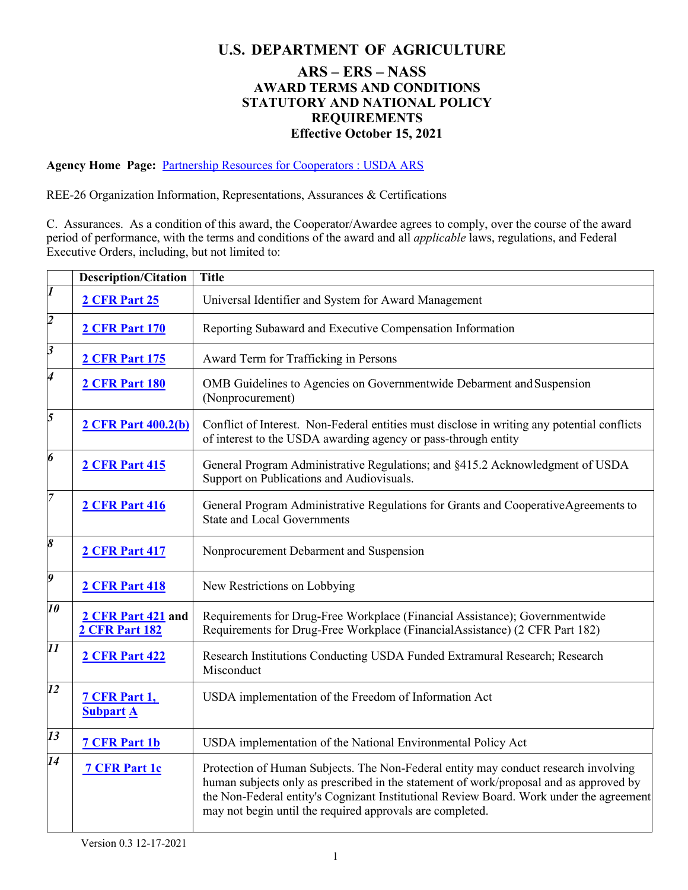# U.S. DEPARTMENT OF AGRICULTURE

## ARS – ERS – NASS
## AWARD TERMS AND CONDITIONS
## STATUTORY AND NATIONAL POLICY REQUIREMENTS
## Effective October 15, 2021

**Agency Home Page:** Partnership Resources for Cooperators : USDA ARS

REE-26 Organization Information, Representations, Assurances & Certifications

C. Assurances. As a condition of this award, the Cooperator/Awardee agrees to comply, over the course of the award period of performance, with the terms and conditions of the award and all *applicable* laws, regulations, and Federal Executive Orders, including, but not limited to:

| | Description/Citation | Title |
|---|---|---|
| *1* | **2 CFR Part 25** | Universal Identifier and System for Award Management |
| *2* | **2 CFR Part 170** | Reporting Subaward and Executive Compensation Information |
| *3* | **2 CFR Part 175** | Award Term for Trafficking in Persons |
| *4* | **2 CFR Part 180** | OMB Guidelines to Agencies on Governmentwide Debarment and Suspension (Nonprocurement) |
| *5* | **2 CFR Part 400.2(b)** | Conflict of Interest. Non-Federal entities must disclose in writing any potential conflicts of interest to the USDA awarding agency or pass-through entity |
| *6* | **2 CFR Part 415** | General Program Administrative Regulations; and §415.2 Acknowledgment of USDA Support on Publications and Audiovisuals. |
| *7* | **2 CFR Part 416** | General Program Administrative Regulations for Grants and Cooperative Agreements to State and Local Governments |
| *8* | **2 CFR Part 417** | Nonprocurement Debarment and Suspension |
| *9* | **2 CFR Part 418** | New Restrictions on Lobbying |
| *10* | **2 CFR Part 421** and **2 CFR Part 182** | Requirements for Drug-Free Workplace (Financial Assistance); Governmentwide Requirements for Drug-Free Workplace (Financial Assistance) (2 CFR Part 182) |
| *11* | **2 CFR Part 422** | Research Institutions Conducting USDA Funded Extramural Research; Research Misconduct |
| *12* | **7 CFR Part 1, Subpart A** | USDA implementation of the Freedom of Information Act |
| *13* | **7 CFR Part 1b** | USDA implementation of the National Environmental Policy Act |
| *14* | **7 CFR Part 1c** | Protection of Human Subjects. The Non-Federal entity may conduct research involving human subjects only as prescribed in the statement of work/proposal and as approved by the Non-Federal entity's Cognizant Institutional Review Board. Work under the agreement may not begin until the required approvals are completed. |

Version 0.3 12-17-2021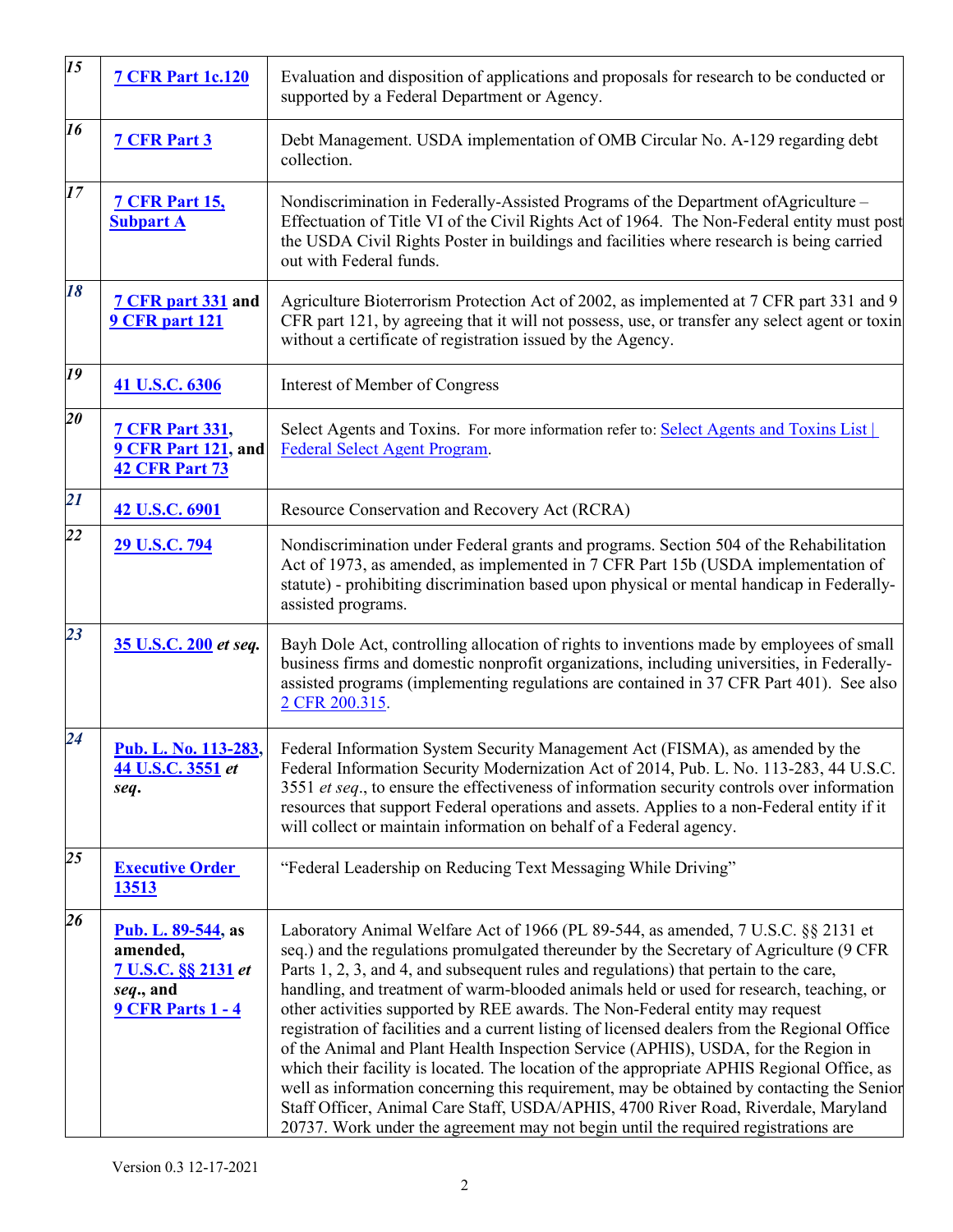| | | |
|---|---|---|
| *15* | **7 CFR Part 1c.120** | Evaluation and disposition of applications and proposals for research to be conducted or supported by a Federal Department or Agency. |
| *16* | **7 CFR Part 3** | Debt Management. USDA implementation of OMB Circular No. A-129 regarding debt collection. |
| *17* | **7 CFR Part 15, Subpart A** | Nondiscrimination in Federally-Assisted Programs of the Department ofAgriculture – Effectuation of Title VI of the Civil Rights Act of 1964. The Non-Federal entity must post the USDA Civil Rights Poster in buildings and facilities where research is being carried out with Federal funds. |
| *18* | **7 CFR part 331 and 9 CFR part 121** | Agriculture Bioterrorism Protection Act of 2002, as implemented at 7 CFR part 331 and 9 CFR part 121, by agreeing that it will not possess, use, or transfer any select agent or toxin without a certificate of registration issued by the Agency. |
| *19* | **41 U.S.C. 6306** | Interest of Member of Congress |
| *20* | **7 CFR Part 331, 9 CFR Part 121, and 42 CFR Part 73** | Select Agents and Toxins. For more information refer to: Select Agents and Toxins List \| Federal Select Agent Program. |
| *21* | **42 U.S.C. 6901** | Resource Conservation and Recovery Act (RCRA) |
| *22* | **29 U.S.C. 794** | Nondiscrimination under Federal grants and programs. Section 504 of the Rehabilitation Act of 1973, as amended, as implemented in 7 CFR Part 15b (USDA implementation of statute) - prohibiting discrimination based upon physical or mental handicap in Federally-assisted programs. |
| *23* | **35 U.S.C. 200 *et seq.*** | Bayh Dole Act, controlling allocation of rights to inventions made by employees of small business firms and domestic nonprofit organizations, including universities, in Federally-assisted programs (implementing regulations are contained in 37 CFR Part 401). See also 2 CFR 200.315. |
| *24* | **Pub. L. No. 113-283, 44 U.S.C. 3551 *et seq.*** | Federal Information System Security Management Act (FISMA), as amended by the Federal Information Security Modernization Act of 2014, Pub. L. No. 113-283, 44 U.S.C. 3551 *et seq*., to ensure the effectiveness of information security controls over information resources that support Federal operations and assets. Applies to a non-Federal entity if it will collect or maintain information on behalf of a Federal agency. |
| *25* | **Executive Order 13513** | "Federal Leadership on Reducing Text Messaging While Driving" |
| *26* | **Pub. L. 89-544, as amended, 7 U.S.C. §§ 2131 *et seq.*, and 9 CFR Parts 1 - 4** | Laboratory Animal Welfare Act of 1966 (PL 89-544, as amended, 7 U.S.C. §§ 2131 et seq.) and the regulations promulgated thereunder by the Secretary of Agriculture (9 CFR Parts 1, 2, 3, and 4, and subsequent rules and regulations) that pertain to the care, handling, and treatment of warm-blooded animals held or used for research, teaching, or other activities supported by REE awards. The Non-Federal entity may request registration of facilities and a current listing of licensed dealers from the Regional Office of the Animal and Plant Health Inspection Service (APHIS), USDA, for the Region in which their facility is located. The location of the appropriate APHIS Regional Office, as well as information concerning this requirement, may be obtained by contacting the Senior Staff Officer, Animal Care Staff, USDA/APHIS, 4700 River Road, Riverdale, Maryland 20737. Work under the agreement may not begin until the required registrations are |

Version 0.3 12-17-2021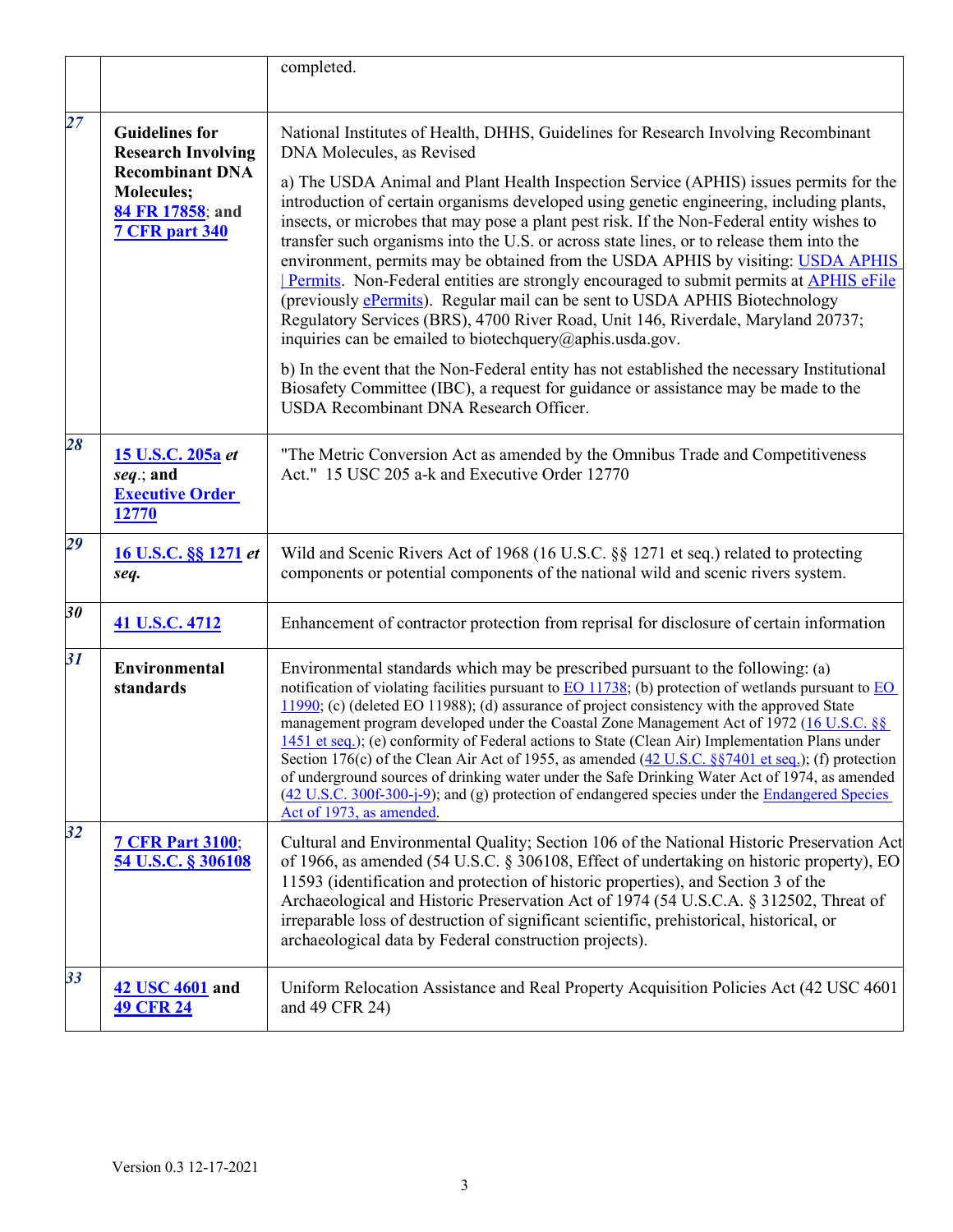| | | |
|---|---|---|
| | | completed. |
| *27* | **Guidelines for Research Involving Recombinant DNA Molecules; 84 FR 17858; and 7 CFR part 340** | National Institutes of Health, DHHS, Guidelines for Research Involving Recombinant DNA Molecules, as Revised<br><br>a) The USDA Animal and Plant Health Inspection Service (APHIS) issues permits for the introduction of certain organisms developed using genetic engineering, including plants, insects, or microbes that may pose a plant pest risk. If the Non-Federal entity wishes to transfer such organisms into the U.S. or across state lines, or to release them into the environment, permits may be obtained from the USDA APHIS by visiting: USDA APHIS \| Permits. Non-Federal entities are strongly encouraged to submit permits at APHIS eFile (previously ePermits). Regular mail can be sent to USDA APHIS Biotechnology Regulatory Services (BRS), 4700 River Road, Unit 146, Riverdale, Maryland 20737; inquiries can be emailed to biotechquery@aphis.usda.gov.<br><br>b) In the event that the Non-Federal entity has not established the necessary Institutional Biosafety Committee (IBC), a request for guidance or assistance may be made to the USDA Recombinant DNA Research Officer. |
| *28* | **15 U.S.C. 205a *et seq*.; and Executive Order 12770** | "The Metric Conversion Act as amended by the Omnibus Trade and Competitiveness Act." 15 USC 205 a-k and Executive Order 12770 |
| *29* | **16 U.S.C. §§ 1271 *et seq.*** | Wild and Scenic Rivers Act of 1968 (16 U.S.C. §§ 1271 et seq.) related to protecting components or potential components of the national wild and scenic rivers system. |
| *30* | **41 U.S.C. 4712** | Enhancement of contractor protection from reprisal for disclosure of certain information |
| *31* | **Environmental standards** | Environmental standards which may be prescribed pursuant to the following: (a) notification of violating facilities pursuant to EO 11738; (b) protection of wetlands pursuant to EO 11990; (c) (deleted EO 11988); (d) assurance of project consistency with the approved State management program developed under the Coastal Zone Management Act of 1972 (16 U.S.C. §§ 1451 et seq.); (e) conformity of Federal actions to State (Clean Air) Implementation Plans under Section 176(c) of the Clean Air Act of 1955, as amended (42 U.S.C. §§7401 et seq.); (f) protection of underground sources of drinking water under the Safe Drinking Water Act of 1974, as amended (42 U.S.C. 300f-300-j-9); and (g) protection of endangered species under the Endangered Species Act of 1973, as amended. |
| *32* | **7 CFR Part 3100; 54 U.S.C. § 306108** | Cultural and Environmental Quality; Section 106 of the National Historic Preservation Act of 1966, as amended (54 U.S.C. § 306108, Effect of undertaking on historic property), EO 11593 (identification and protection of historic properties), and Section 3 of the Archaeological and Historic Preservation Act of 1974 (54 U.S.C.A. § 312502, Threat of irreparable loss of destruction of significant scientific, prehistorical, historical, or archaeological data by Federal construction projects). |
| *33* | **42 USC 4601 and 49 CFR 24** | Uniform Relocation Assistance and Real Property Acquisition Policies Act (42 USC 4601 and 49 CFR 24) |

Version 0.3 12-17-2021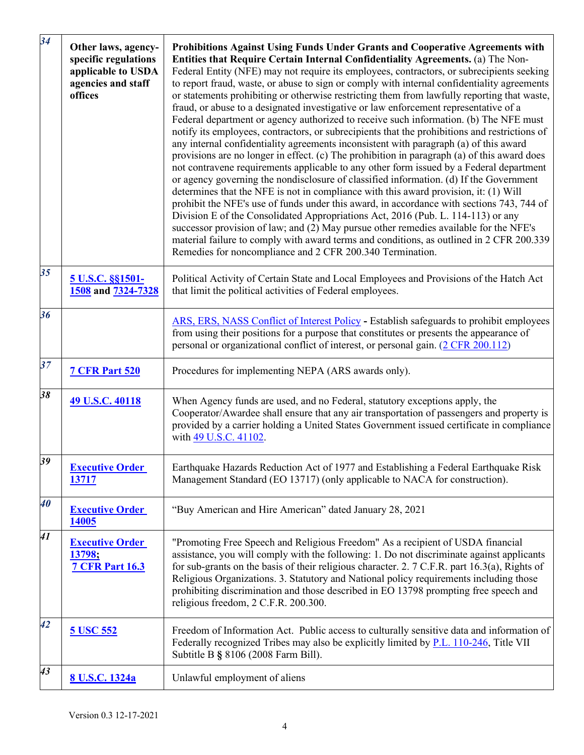| | | |
|---|---|---|
| 34 | **Other laws, agency-specific regulations applicable to USDA agencies and staff offices** | **Prohibitions Against Using Funds Under Grants and Cooperative Agreements with Entities that Require Certain Internal Confidentiality Agreements.** (a) The Non-Federal Entity (NFE) may not require its employees, contractors, or subrecipients seeking to report fraud, waste, or abuse to sign or comply with internal confidentiality agreements or statements prohibiting or otherwise restricting them from lawfully reporting that waste, fraud, or abuse to a designated investigative or law enforcement representative of a Federal department or agency authorized to receive such information. (b) The NFE must notify its employees, contractors, or subrecipients that the prohibitions and restrictions of any internal confidentiality agreements inconsistent with paragraph (a) of this award provisions are no longer in effect. (c) The prohibition in paragraph (a) of this award does not contravene requirements applicable to any other form issued by a Federal department or agency governing the nondisclosure of classified information. (d) If the Government determines that the NFE is not in compliance with this award provision, it: (1) Will prohibit the NFE's use of funds under this award, in accordance with sections 743, 744 of Division E of the Consolidated Appropriations Act, 2016 (Pub. L. 114-113) or any successor provision of law; and (2) May pursue other remedies available for the NFE's material failure to comply with award terms and conditions, as outlined in 2 CFR 200.339 Remedies for noncompliance and 2 CFR 200.340 Termination. |
| 35 | **5 U.S.C. §§1501-1508 and 7324-7328** | Political Activity of Certain State and Local Employees and Provisions of the Hatch Act that limit the political activities of Federal employees. |
| 36 | | ARS, ERS, NASS Conflict of Interest Policy **-** Establish safeguards to prohibit employees from using their positions for a purpose that constitutes or presents the appearance of personal or organizational conflict of interest, or personal gain. (2 CFR 200.112) |
| 37 | **7 CFR Part 520** | Procedures for implementing NEPA (ARS awards only). |
| 38 | **49 U.S.C. 40118** | When Agency funds are used, and no Federal, statutory exceptions apply, the Cooperator/Awardee shall ensure that any air transportation of passengers and property is provided by a carrier holding a United States Government issued certificate in compliance with 49 U.S.C. 41102. |
| 39 | **Executive Order 13717** | Earthquake Hazards Reduction Act of 1977 and Establishing a Federal Earthquake Risk Management Standard (EO 13717) (only applicable to NACA for construction). |
| 40 | **Executive Order 14005** | "Buy American and Hire American" dated January 28, 2021 |
| 41 | **Executive Order 13798; 7 CFR Part 16.3** | "Promoting Free Speech and Religious Freedom" As a recipient of USDA financial assistance, you will comply with the following: 1. Do not discriminate against applicants for sub-grants on the basis of their religious character. 2. 7 C.F.R. part 16.3(a), Rights of Religious Organizations. 3. Statutory and National policy requirements including those prohibiting discrimination and those described in EO 13798 prompting free speech and religious freedom, 2 C.F.R. 200.300. |
| 42 | **5 USC 552** | Freedom of Information Act. Public access to culturally sensitive data and information of Federally recognized Tribes may also be explicitly limited by P.L. 110-246, Title VII Subtitle B **§** 8106 (2008 Farm Bill). |
| 43 | **8 U.S.C. 1324a** | Unlawful employment of aliens |

Version 0.3 12-17-2021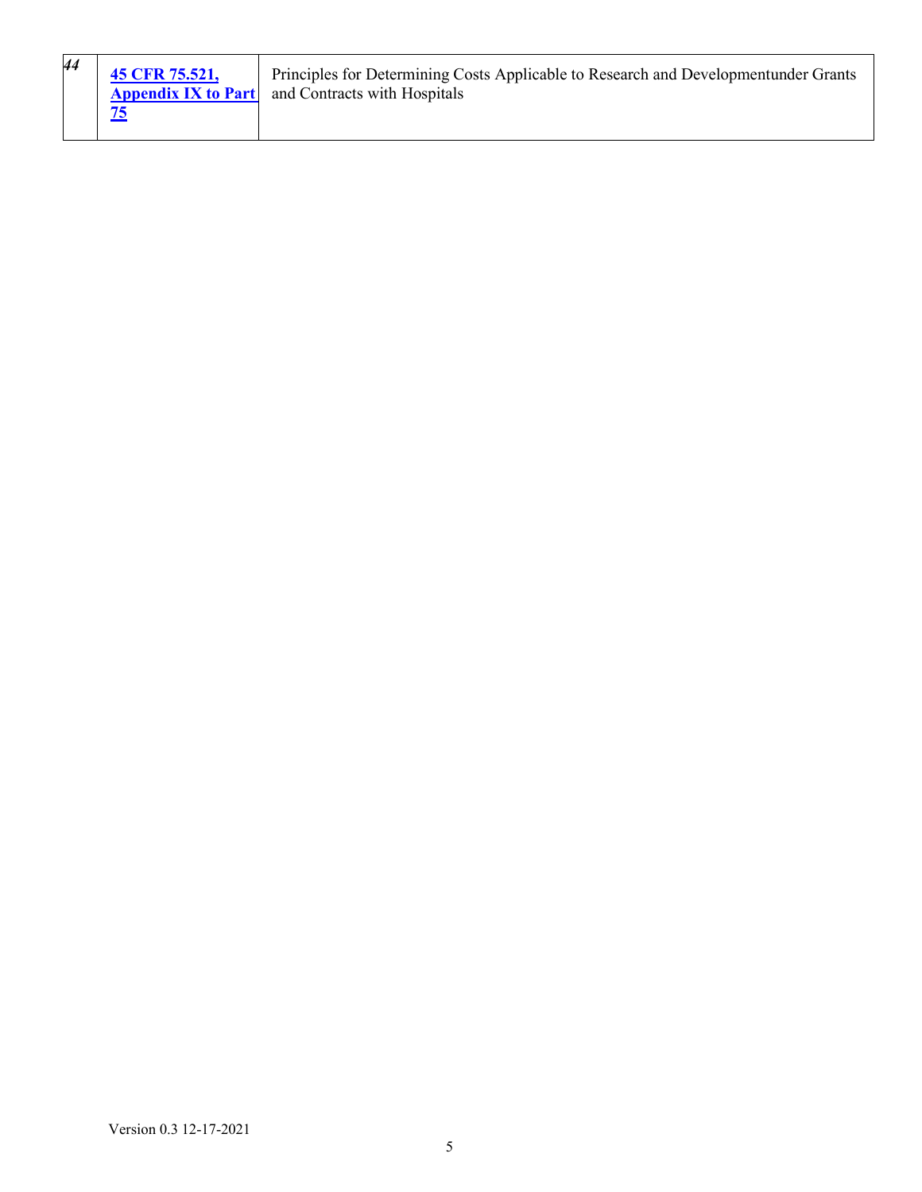| | | |
|---|---|---|
| *44* | **45 CFR 75.521, Appendix IX to Part 75** | Principles for Determining Costs Applicable to Research and Developmentunder Grants and Contracts with Hospitals |

Version 0.3 12-17-2021